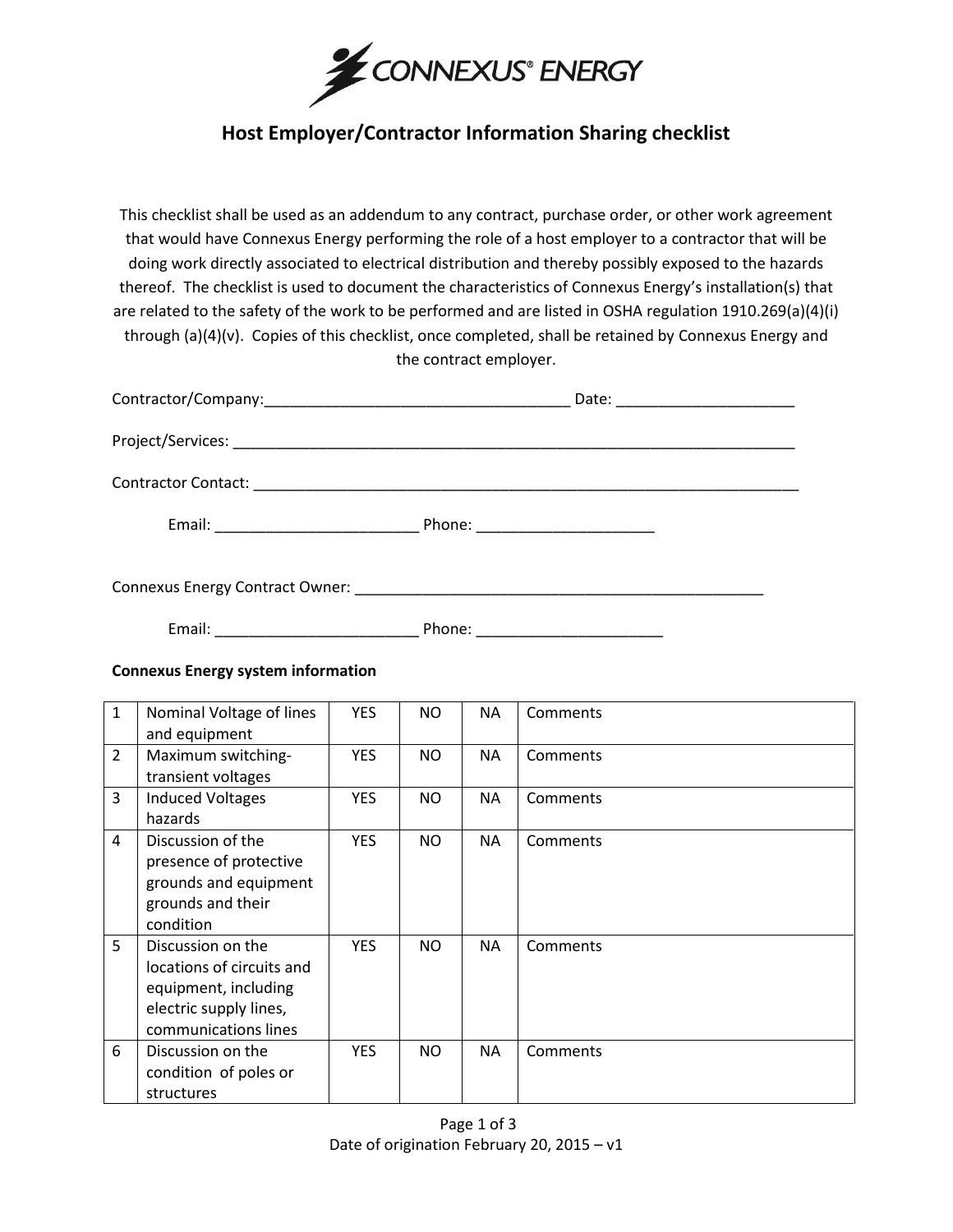CONNEXUS® ENERGY

# Host Employer/Contractor Information Sharing checklist

This checklist shall be used as an addendum to any contract, purchase order, or other work agreement that would have Connexus Energy performing the role of a host employer to a contractor that will be doing work directly associated to electrical distribution and thereby possibly exposed to the hazards thereof. The checklist is used to document the characteristics of Connexus Energy's installation(s) that are related to the safety of the work to be performed and are listed in OSHA regulation 1910.269(a)(4)(i) through (a)(4)(v). Copies of this checklist, once completed, shall be retained by Connexus Energy and the contract employer.

Contractor/Company:____________________________________ Date: _____________________

Project/Services: ______________________________________________________________________

Contractor Contact: _____________________________________________________________________

Email: ________________________ Phone: _____________________

Connexus Energy Contract Owner: __________________________________________________

Email: ________________________ Phone: ______________________

**Connexus Energy system information**

| | | | | | |
|---|---|---|---|---|---|
| 1 | Nominal Voltage of lines and equipment | YES | NO | NA | Comments |
| 2 | Maximum switching-transient voltages | YES | NO | NA | Comments |
| 3 | Induced Voltages hazards | YES | NO | NA | Comments |
| 4 | Discussion of the presence of protective grounds and equipment grounds and their condition | YES | NO | NA | Comments |
| 5 | Discussion on the locations of circuits and equipment, including electric supply lines, communications lines | YES | NO | NA | Comments |
| 6 | Discussion on the condition of poles or structures | YES | NO | NA | Comments |

Date of origination February 20, 2015 – v1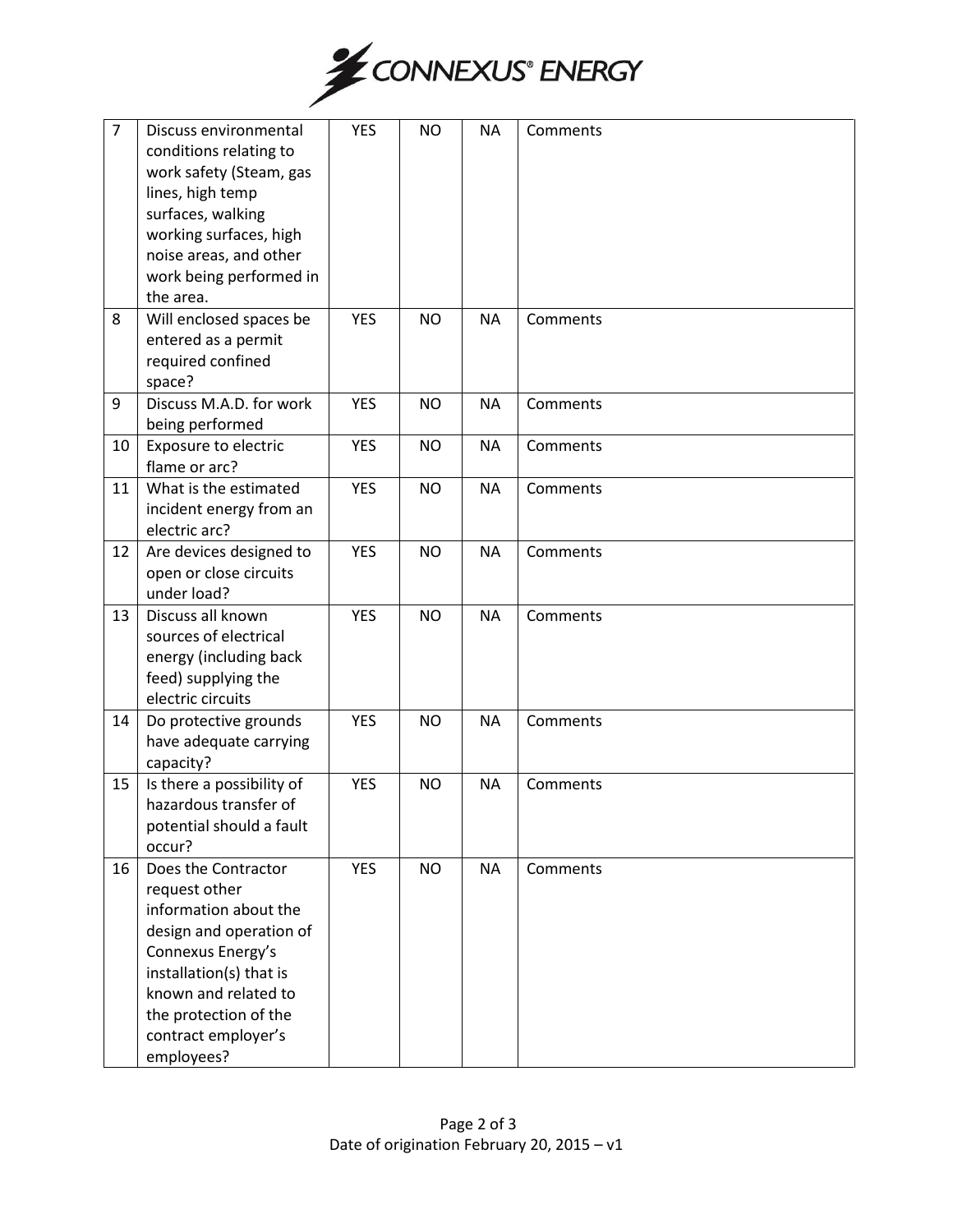| 7 | Discuss environmental conditions relating to work safety (Steam, gas lines, high temp surfaces, walking working surfaces, high noise areas, and other work being performed in the area. | YES | NO | NA | Comments |
|---|---|---|---|---|---|
| 8 | Will enclosed spaces be entered as a permit required confined space? | YES | NO | NA | Comments |
| 9 | Discuss M.A.D. for work being performed | YES | NO | NA | Comments |
| 10 | Exposure to electric flame or arc? | YES | NO | NA | Comments |
| 11 | What is the estimated incident energy from an electric arc? | YES | NO | NA | Comments |
| 12 | Are devices designed to open or close circuits under load? | YES | NO | NA | Comments |
| 13 | Discuss all known sources of electrical energy (including back feed) supplying the electric circuits | YES | NO | NA | Comments |
| 14 | Do protective grounds have adequate carrying capacity? | YES | NO | NA | Comments |
| 15 | Is there a possibility of hazardous transfer of potential should a fault occur? | YES | NO | NA | Comments |
| 16 | Does the Contractor request other information about the design and operation of Connexus Energy's installation(s) that is known and related to the protection of the contract employer's employees? | YES | NO | NA | Comments |

Date of origination February 20, 2015 – v1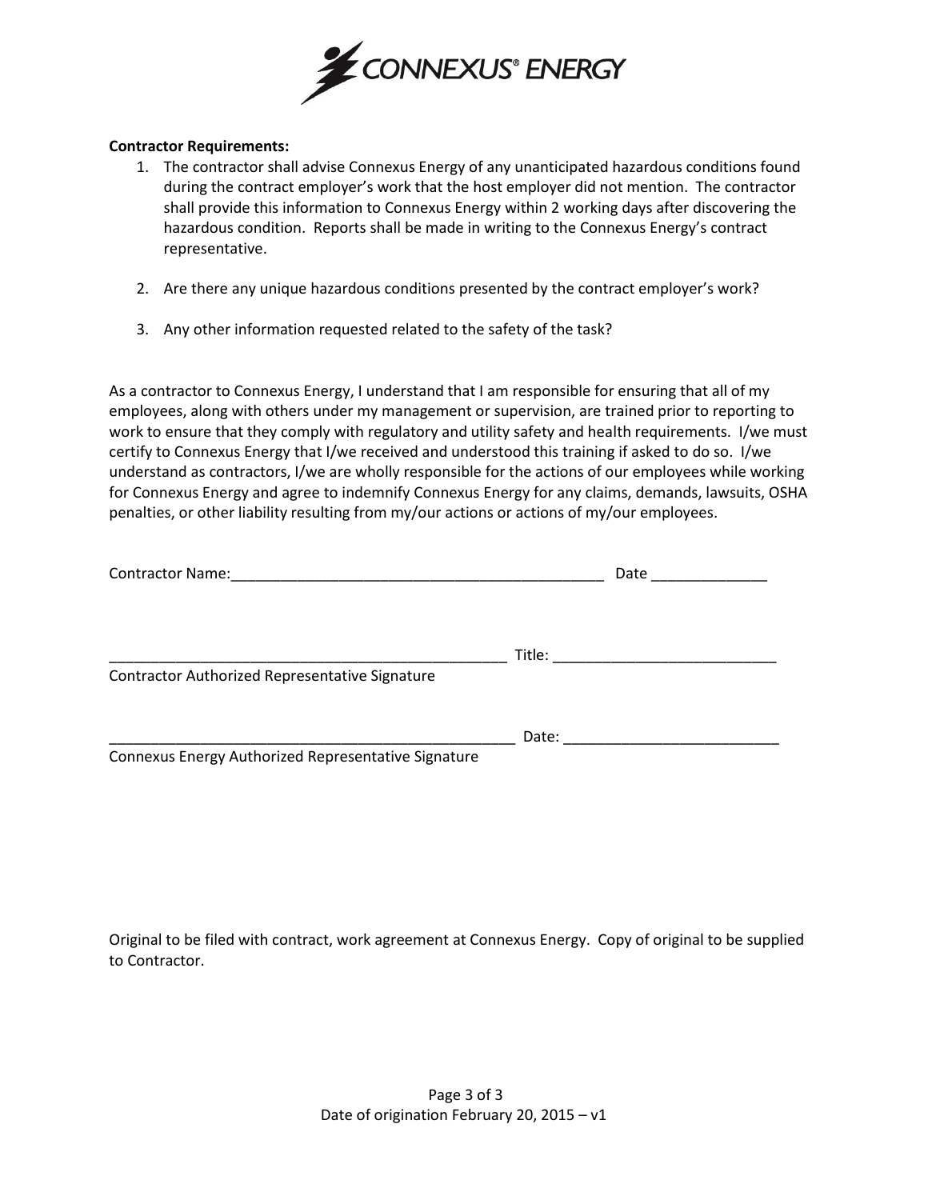CONNEXUS® ENERGY

**Contractor Requirements:**

1. The contractor shall advise Connexus Energy of any unanticipated hazardous conditions found during the contract employer's work that the host employer did not mention. The contractor shall provide this information to Connexus Energy within 2 working days after discovering the hazardous condition. Reports shall be made in writing to the Connexus Energy's contract representative.

2. Are there any unique hazardous conditions presented by the contract employer's work?

3. Any other information requested related to the safety of the task?

As a contractor to Connexus Energy, I understand that I am responsible for ensuring that all of my employees, along with others under my management or supervision, are trained prior to reporting to work to ensure that they comply with regulatory and utility safety and health requirements. I/we must certify to Connexus Energy that I/we received and understood this training if asked to do so. I/we understand as contractors, I/we are wholly responsible for the actions of our employees while working for Connexus Energy and agree to indemnify Connexus Energy for any claims, demands, lawsuits, OSHA penalties, or other liability resulting from my/our actions or actions of my/our employees.

Contractor Name:_____________________________________________ Date ______________

_________________________________________________ Title: ___________________________
Contractor Authorized Representative Signature

__________________________________________________ Date: _________________________
Connexus Energy Authorized Representative Signature

Original to be filed with contract, work agreement at Connexus Energy. Copy of original to be supplied to Contractor.

Date of origination February 20, 2015 – v1